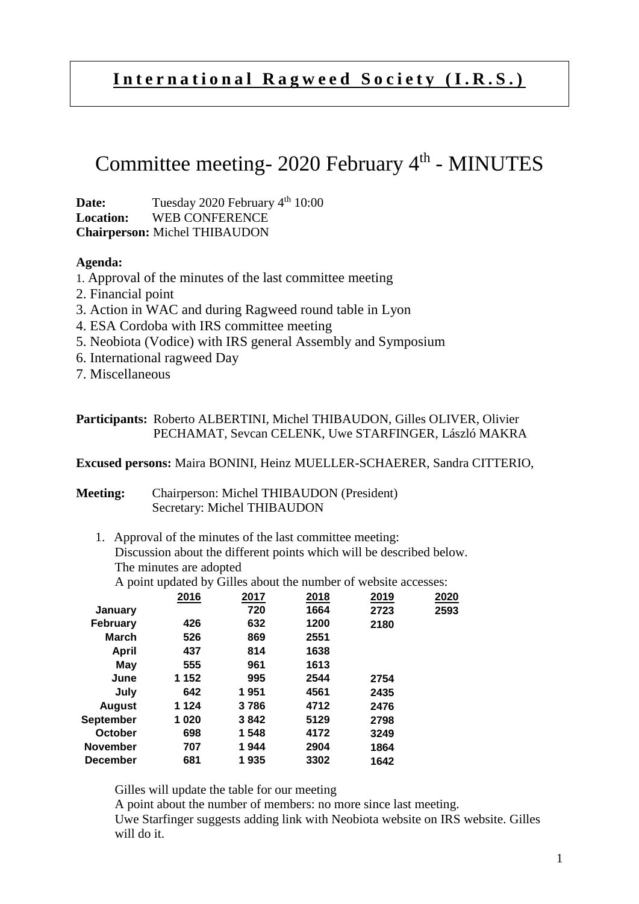# International Ragweed Society (I.R.S.)

# Committee meeting- 2020 February 4th - MINUTES

**Date:** Tuesday 2020 February 4th 10:00
**Location:** WEB CONFERENCE
**Chairperson:** Michel THIBAUDON

**Agenda:**

1. Approval of the minutes of the last committee meeting
2. Financial point
3. Action in WAC and during Ragweed round table in Lyon
4. ESA Cordoba with IRS committee meeting
5. Neobiota (Vodice) with IRS general Assembly and Symposium
6. International ragweed Day
7. Miscellaneous

**Participants:** Roberto ALBERTINI, Michel THIBAUDON, Gilles OLIVER, Olivier PECHAMAT, Sevcan CELENK, Uwe STARFINGER, László MAKRA

**Excused persons:** Maira BONINI, Heinz MUELLER-SCHAERER, Sandra CITTERIO,

**Meeting:** Chairperson: Michel THIBAUDON (President)
Secretary: Michel THIBAUDON

1. Approval of the minutes of the last committee meeting:
   Discussion about the different points which will be described below.
   The minutes are adopted
   A point updated by Gilles about the number of website accesses:

| | 2016 | 2017 | 2018 | 2019 | 2020 |
|---|---|---|---|---|---|
| **January** | | 720 | 1664 | 2723 | 2593 |
| **February** | 426 | 632 | 1200 | 2180 | |
| **March** | 526 | 869 | 2551 | | |
| **April** | 437 | 814 | 1638 | | |
| **May** | 555 | 961 | 1613 | | |
| **June** | 1 152 | 995 | 2544 | 2754 | |
| **July** | 642 | 1 951 | 4561 | 2435 | |
| **August** | 1 124 | 3 786 | 4712 | 2476 | |
| **September** | 1 020 | 3 842 | 5129 | 2798 | |
| **October** | 698 | 1 548 | 4172 | 3249 | |
| **November** | 707 | 1 944 | 2904 | 1864 | |
| **December** | 681 | 1 935 | 3302 | 1642 | |

Gilles will update the table for our meeting
A point about the number of members: no more since last meeting.
Uwe Starfinger suggests adding link with Neobiota website on IRS website. Gilles will do it.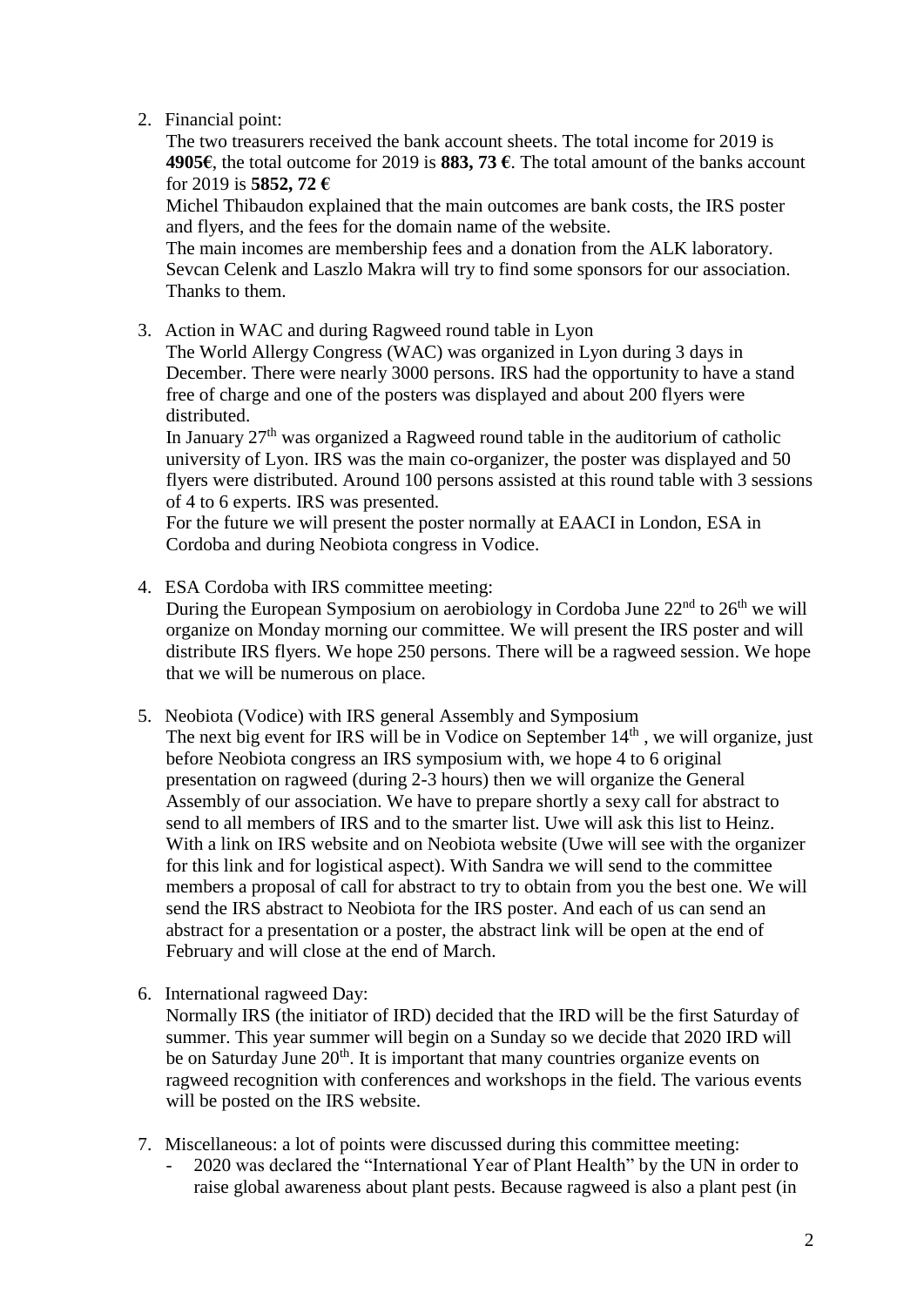2. Financial point:

   The two treasurers received the bank account sheets. The total income for 2019 is **4905€**, the total outcome for 2019 is **883, 73 €**. The total amount of the banks account for 2019 is **5852, 72 €**

   Michel Thibaudon explained that the main outcomes are bank costs, the IRS poster and flyers, and the fees for the domain name of the website.

   The main incomes are membership fees and a donation from the ALK laboratory.

   Sevcan Celenk and Laszlo Makra will try to find some sponsors for our association. Thanks to them.

3. Action in WAC and during Ragweed round table in Lyon

   The World Allergy Congress (WAC) was organized in Lyon during 3 days in December. There were nearly 3000 persons. IRS had the opportunity to have a stand free of charge and one of the posters was displayed and about 200 flyers were distributed.

   In January 27th was organized a Ragweed round table in the auditorium of catholic university of Lyon. IRS was the main co-organizer, the poster was displayed and 50 flyers were distributed. Around 100 persons assisted at this round table with 3 sessions of 4 to 6 experts. IRS was presented.

   For the future we will present the poster normally at EAACI in London, ESA in Cordoba and during Neobiota congress in Vodice.

4. ESA Cordoba with IRS committee meeting:

   During the European Symposium on aerobiology in Cordoba June 22nd to 26th we will organize on Monday morning our committee. We will present the IRS poster and will distribute IRS flyers. We hope 250 persons. There will be a ragweed session. We hope that we will be numerous on place.

5. Neobiota (Vodice) with IRS general Assembly and Symposium

   The next big event for IRS will be in Vodice on September 14th , we will organize, just before Neobiota congress an IRS symposium with, we hope 4 to 6 original presentation on ragweed (during 2-3 hours) then we will organize the General Assembly of our association. We have to prepare shortly a sexy call for abstract to send to all members of IRS and to the smarter list. Uwe will ask this list to Heinz. With a link on IRS website and on Neobiota website (Uwe will see with the organizer for this link and for logistical aspect). With Sandra we will send to the committee members a proposal of call for abstract to try to obtain from you the best one. We will send the IRS abstract to Neobiota for the IRS poster. And each of us can send an abstract for a presentation or a poster, the abstract link will be open at the end of February and will close at the end of March.

6. International ragweed Day:

   Normally IRS (the initiator of IRD) decided that the IRD will be the first Saturday of summer. This year summer will begin on a Sunday so we decide that 2020 IRD will be on Saturday June 20th. It is important that many countries organize events on ragweed recognition with conferences and workshops in the field. The various events will be posted on the IRS website.

7. Miscellaneous: a lot of points were discussed during this committee meeting:

   - 2020 was declared the "International Year of Plant Health" by the UN in order to raise global awareness about plant pests. Because ragweed is also a plant pest (in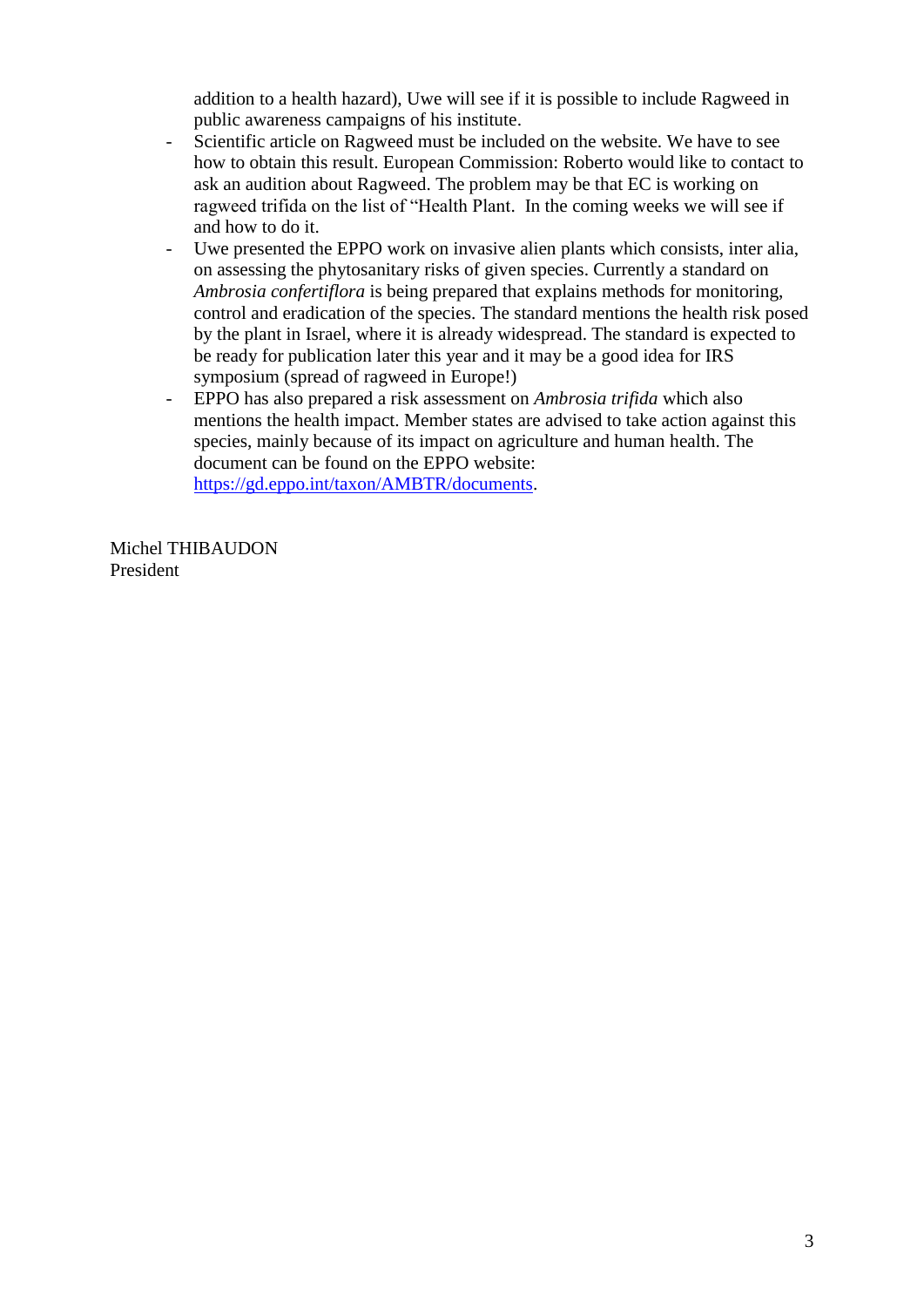addition to a health hazard), Uwe will see if it is possible to include Ragweed in public awareness campaigns of his institute.

- Scientific article on Ragweed must be included on the website. We have to see how to obtain this result. European Commission: Roberto would like to contact to ask an audition about Ragweed. The problem may be that EC is working on ragweed trifida on the list of "Health Plant. In the coming weeks we will see if and how to do it.
- Uwe presented the EPPO work on invasive alien plants which consists, inter alia, on assessing the phytosanitary risks of given species. Currently a standard on *Ambrosia confertiflora* is being prepared that explains methods for monitoring, control and eradication of the species. The standard mentions the health risk posed by the plant in Israel, where it is already widespread. The standard is expected to be ready for publication later this year and it may be a good idea for IRS symposium (spread of ragweed in Europe!)
- EPPO has also prepared a risk assessment on *Ambrosia trifida* which also mentions the health impact. Member states are advised to take action against this species, mainly because of its impact on agriculture and human health. The document can be found on the EPPO website: [https://gd.eppo.int/taxon/AMBTR/documents](https://gd.eppo.int/taxon/AMBTR/documents).

Michel THIBAUDON
President